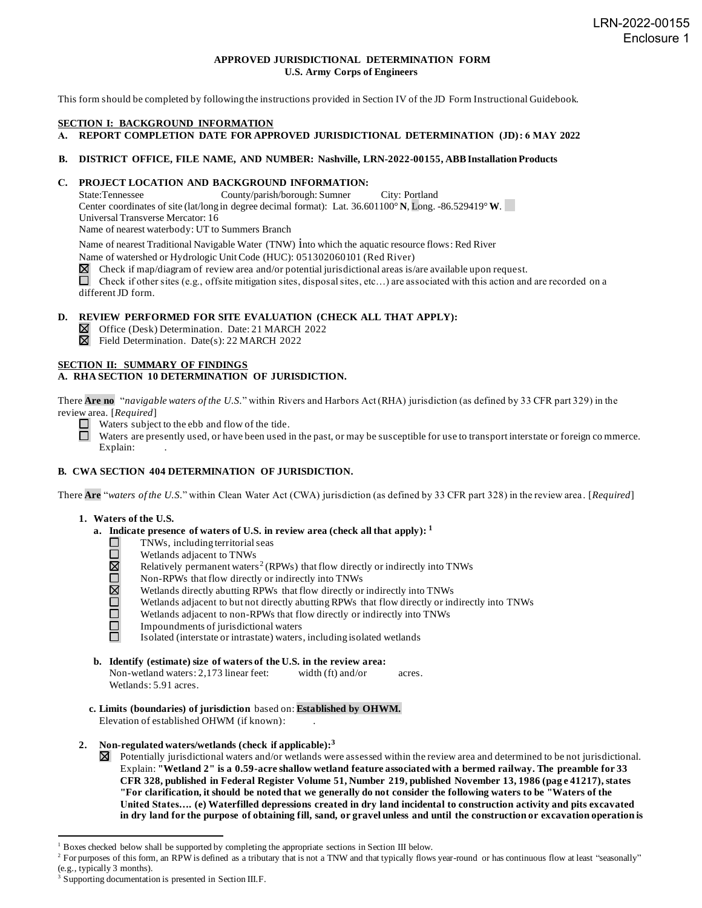LRN-2022-00155
Enclosure 1

# APPROVED JURISDICTIONAL DETERMINATION FORM
## U.S. Army Corps of Engineers

This form should be completed by following the instructions provided in Section IV of the JD Form Instructional Guidebook.

## SECTION I: BACKGROUND INFORMATION

**A. REPORT COMPLETION DATE FOR APPROVED JURISDICTIONAL DETERMINATION (JD): 6 MAY 2022**

**B. DISTRICT OFFICE, FILE NAME, AND NUMBER: Nashville, LRN-2022-00155, ABB Installation Products**

**C. PROJECT LOCATION AND BACKGROUND INFORMATION:**

State: Tennessee County/parish/borough: Sumner City: Portland
Center coordinates of site (lat/long in degree decimal format): Lat. 36.601100° **N**, Long. -86.529419° **W**.
Universal Transverse Mercator: 16
Name of nearest waterbody: UT to Summers Branch

Name of nearest Traditional Navigable Water (TNW) into which the aquatic resource flows: Red River
Name of watershed or Hydrologic Unit Code (HUC): 051302060101 (Red River)

☒ Check if map/diagram of review area and/or potential jurisdictional areas is/are available upon request.
☐ Check if other sites (e.g., offsite mitigation sites, disposal sites, etc…) are associated with this action and are recorded on a different JD form.

**D. REVIEW PERFORMED FOR SITE EVALUATION (CHECK ALL THAT APPLY):**

☒ Office (Desk) Determination. Date: 21 MARCH 2022
☒ Field Determination. Date(s): 22 MARCH 2022

## SECTION II: SUMMARY OF FINDINGS

**A. RHA SECTION 10 DETERMINATION OF JURISDICTION.**

There **Are no** "*navigable waters of the U.S.*" within Rivers and Harbors Act (RHA) jurisdiction (as defined by 33 CFR part 329) in the review area. [*Required*]

☐ Waters subject to the ebb and flow of the tide.
☐ Waters are presently used, or have been used in the past, or may be susceptible for use to transport interstate or foreign commerce. Explain: .

**B. CWA SECTION 404 DETERMINATION OF JURISDICTION.**

There **Are** "*waters of the U.S.*" within Clean Water Act (CWA) jurisdiction (as defined by 33 CFR part 328) in the review area. [*Required*]

**1. Waters of the U.S.**

**a. Indicate presence of waters of U.S. in review area (check all that apply):** [1]

☐ TNWs, including territorial seas
☐ Wetlands adjacent to TNWs
☒ Relatively permanent waters[2] (RPWs) that flow directly or indirectly into TNWs
☐ Non-RPWs that flow directly or indirectly into TNWs
☒ Wetlands directly abutting RPWs that flow directly or indirectly into TNWs
☐ Wetlands adjacent to but not directly abutting RPWs that flow directly or indirectly into TNWs
☐ Wetlands adjacent to non-RPWs that flow directly or indirectly into TNWs
☐ Impoundments of jurisdictional waters
☐ Isolated (interstate or intrastate) waters, including isolated wetlands

**b. Identify (estimate) size of waters of the U.S. in the review area:**
Non-wetland waters: 2,173 linear feet: width (ft) and/or acres.
Wetlands: 5.91 acres.

**c. Limits (boundaries) of jurisdiction** based on: **Established by OHWM.**
Elevation of established OHWM (if known): .

**2. Non-regulated waters/wetlands (check if applicable):**[3]

☒ Potentially jurisdictional waters and/or wetlands were assessed within the review area and determined to be not jurisdictional. Explain: **"Wetland 2" is a 0.59-acre shallow wetland feature associated with a bermed railway. The preamble for 33 CFR 328, published in Federal Register Volume 51, Number 219, published November 13, 1986 (page 41217), states "For clarification, it should be noted that we generally do not consider the following waters to be "Waters of the United States…. (e) Waterfilled depressions created in dry land incidental to construction activity and pits excavated in dry land for the purpose of obtaining fill, sand, or gravel unless and until the construction or excavation operation is**

---

[1] Boxes checked below shall be supported by completing the appropriate sections in Section III below.
[2] For purposes of this form, an RPW is defined as a tributary that is not a TNW and that typically flows year-round or has continuous flow at least "seasonally" (e.g., typically 3 months).
[3] Supporting documentation is presented in Section III.F.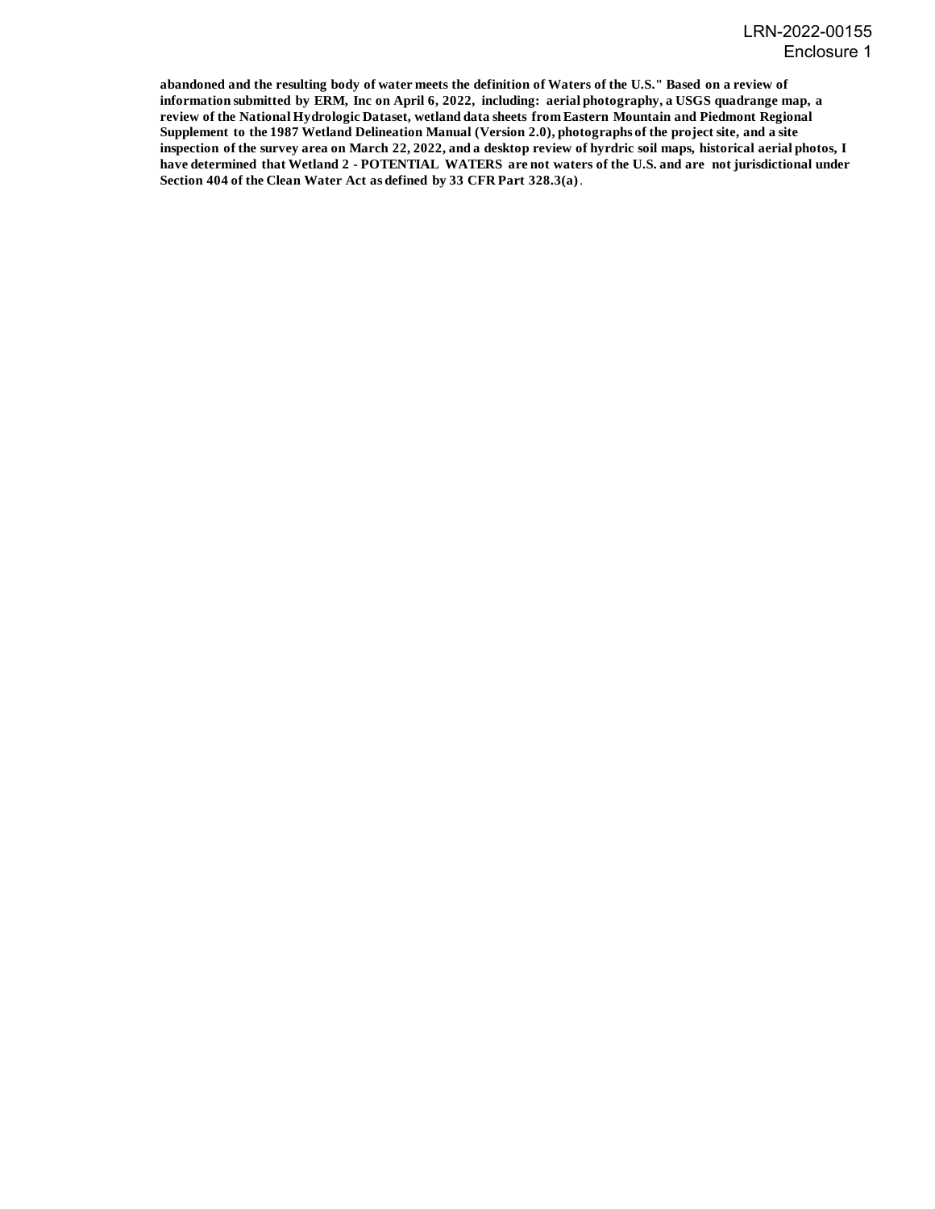**abandoned and the resulting body of water meets the definition of Waters of the U.S." Based on a review of information submitted by ERM, Inc on April 6, 2022, including: aerial photography, a USGS quadrange map, a review of the National Hydrologic Dataset, wetland data sheets from Eastern Mountain and Piedmont Regional Supplement to the 1987 Wetland Delineation Manual (Version 2.0), photographs of the project site, and a site inspection of the survey area on March 22, 2022, and a desktop review of hyrdric soil maps, historical aerial photos, I have determined that Wetland 2 - POTENTIAL WATERS are not waters of the U.S. and are not jurisdictional under Section 404 of the Clean Water Act as defined by 33 CFR Part 328.3(a)**.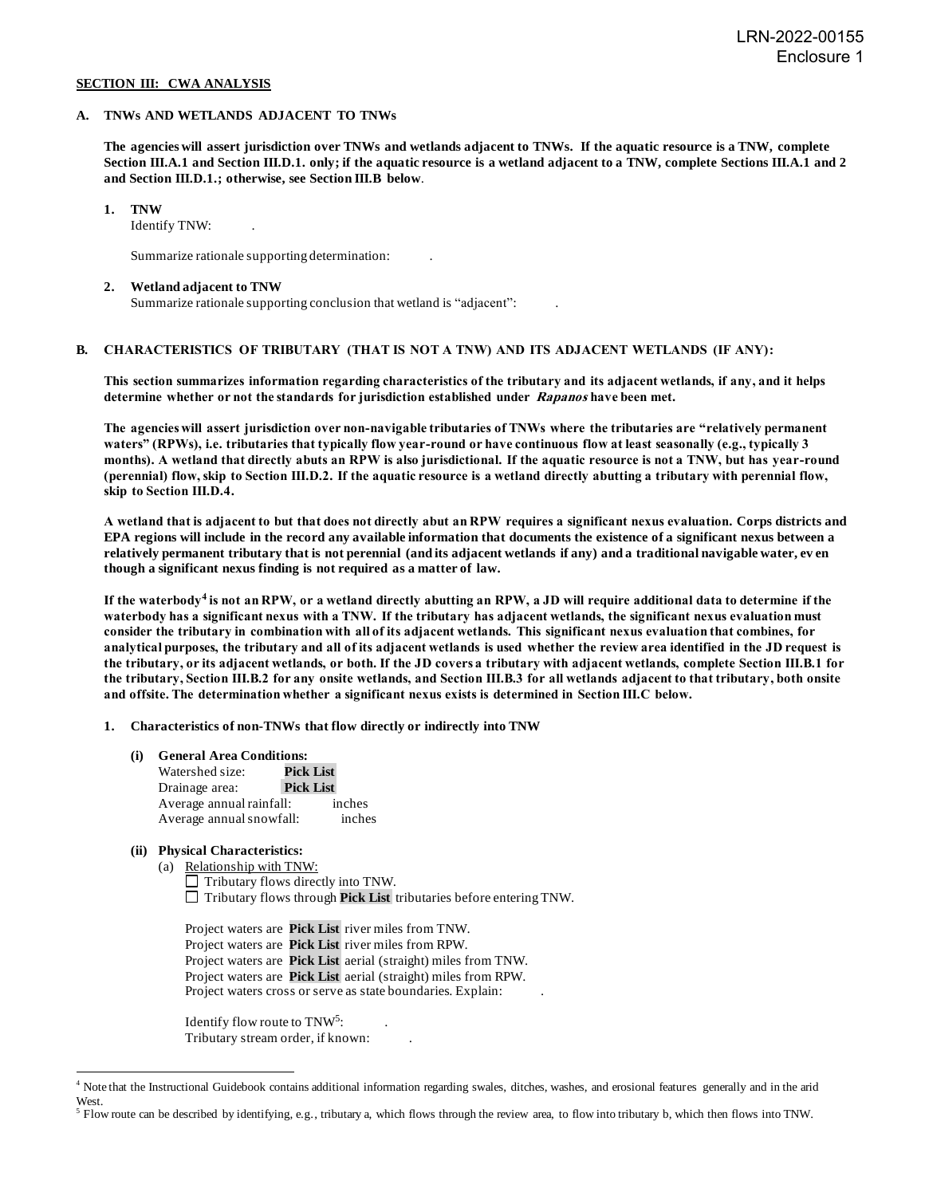LRN-2022-00155
Enclosure 1

**SECTION III: CWA ANALYSIS**

## A. TNWs AND WETLANDS ADJACENT TO TNWs

**The agencies will assert jurisdiction over TNWs and wetlands adjacent to TNWs. If the aquatic resource is a TNW, complete Section III.A.1 and Section III.D.1. only; if the aquatic resource is a wetland adjacent to a TNW, complete Sections III.A.1 and 2 and Section III.D.1.; otherwise, see Section III.B below**.

**1. TNW**
Identify TNW: .

Summarize rationale supporting determination: .

**2. Wetland adjacent to TNW**
Summarize rationale supporting conclusion that wetland is "adjacent": .

## B. CHARACTERISTICS OF TRIBUTARY (THAT IS NOT A TNW) AND ITS ADJACENT WETLANDS (IF ANY):

**This section summarizes information regarding characteristics of the tributary and its adjacent wetlands, if any, and it helps determine whether or not the standards for jurisdiction established under *Rapanos* have been met.**

**The agencies will assert jurisdiction over non-navigable tributaries of TNWs where the tributaries are "relatively permanent waters" (RPWs), i.e. tributaries that typically flow year-round or have continuous flow at least seasonally (e.g., typically 3 months). A wetland that directly abuts an RPW is also jurisdictional. If the aquatic resource is not a TNW, but has year-round (perennial) flow, skip to Section III.D.2. If the aquatic resource is a wetland directly abutting a tributary with perennial flow, skip to Section III.D.4.**

**A wetland that is adjacent to but that does not directly abut an RPW requires a significant nexus evaluation. Corps districts and EPA regions will include in the record any available information that documents the existence of a significant nexus between a relatively permanent tributary that is not perennial (and its adjacent wetlands if any) and a traditional navigable water, even though a significant nexus finding is not required as a matter of law.**

**If the waterbody[4] is not an RPW, or a wetland directly abutting an RPW, a JD will require additional data to determine if the waterbody has a significant nexus with a TNW. If the tributary has adjacent wetlands, the significant nexus evaluation must consider the tributary in combination with all of its adjacent wetlands. This significant nexus evaluation that combines, for analytical purposes, the tributary and all of its adjacent wetlands is used whether the review area identified in the JD request is the tributary, or its adjacent wetlands, or both. If the JD covers a tributary with adjacent wetlands, complete Section III.B.1 for the tributary, Section III.B.2 for any onsite wetlands, and Section III.B.3 for all wetlands adjacent to that tributary, both onsite and offsite. The determination whether a significant nexus exists is determined in Section III.C below.**

**1. Characteristics of non-TNWs that flow directly or indirectly into TNW**

**(i) General Area Conditions:**
Watershed size: **Pick List**
Drainage area: **Pick List**
Average annual rainfall: inches
Average annual snowfall: inches

**(ii) Physical Characteristics:**
(a) Relationship with TNW:
☐ Tributary flows directly into TNW.
☐ Tributary flows through **Pick List** tributaries before entering TNW.

Project waters are **Pick List** river miles from TNW.
Project waters are **Pick List** river miles from RPW.
Project waters are **Pick List** aerial (straight) miles from TNW.
Project waters are **Pick List** aerial (straight) miles from RPW.
Project waters cross or serve as state boundaries. Explain: .

Identify flow route to TNW[5]: .
Tributary stream order, if known: .

---

[4] Note that the Instructional Guidebook contains additional information regarding swales, ditches, washes, and erosional features generally and in the arid West.

[5] Flow route can be described by identifying, e.g., tributary a, which flows through the review area, to flow into tributary b, which then flows into TNW.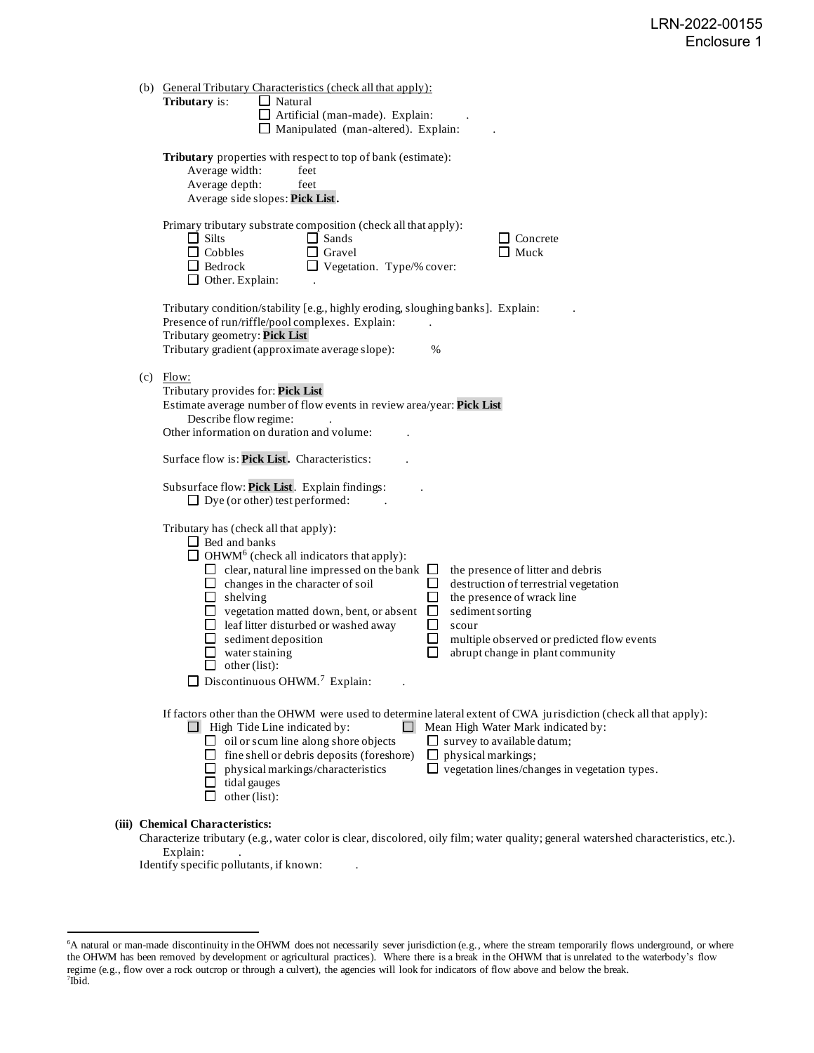(b) General Tributary Characteristics (check all that apply):

**Tributary** is:
- ☐ Natural
- ☐ Artificial (man-made). Explain: .
- ☐ Manipulated (man-altered). Explain: .

**Tributary** properties with respect to top of bank (estimate):

Average width: feet
Average depth: feet
Average side slopes: **Pick List**.

Primary tributary substrate composition (check all that apply):

- ☐ Silts
- ☐ Sands
- ☐ Concrete
- ☐ Cobbles
- ☐ Gravel
- ☐ Muck
- ☐ Bedrock
- ☐ Vegetation. Type/% cover:
- ☐ Other. Explain: .

Tributary condition/stability [e.g., highly eroding, sloughing banks]. Explain: .
Presence of run/riffle/pool complexes. Explain: .
Tributary geometry: **Pick List**
Tributary gradient (approximate average slope): %

(c) Flow:

Tributary provides for: **Pick List**
Estimate average number of flow events in review area/year: **Pick List**
Describe flow regime: .
Other information on duration and volume: .

Surface flow is: **Pick List**. Characteristics: .

Subsurface flow: **Pick List**. Explain findings: .
- ☐ Dye (or other) test performed: .

Tributary has (check all that apply):
- ☐ Bed and banks
- ☐ OHWM[6] (check all indicators that apply):
  - ☐ clear, natural line impressed on the bank
  - ☐ the presence of litter and debris
  - ☐ changes in the character of soil
  - ☐ destruction of terrestrial vegetation
  - ☐ shelving
  - ☐ the presence of wrack line
  - ☐ vegetation matted down, bent, or absent
  - ☐ sediment sorting
  - ☐ leaf litter disturbed or washed away
  - ☐ scour
  - ☐ sediment deposition
  - ☐ multiple observed or predicted flow events
  - ☐ water staining
  - ☐ abrupt change in plant community
  - ☐ other (list):
- ☐ Discontinuous OHWM.[7] Explain: .

If factors other than the OHWM were used to determine lateral extent of CWA jurisdiction (check all that apply):
- ☐ High Tide Line indicated by:
  - ☐ oil or scum line along shore objects
  - ☐ fine shell or debris deposits (foreshore)
  - ☐ physical markings/characteristics
  - ☐ tidal gauges
  - ☐ other (list):
- ☐ Mean High Water Mark indicated by:
  - ☐ survey to available datum;
  - ☐ physical markings;
  - ☐ vegetation lines/changes in vegetation types.

**(iii) Chemical Characteristics:**

Characterize tributary (e.g., water color is clear, discolored, oily film; water quality; general watershed characteristics, etc.).
Explain: .
Identify specific pollutants, if known: .

---

[6]A natural or man-made discontinuity in the OHWM does not necessarily sever jurisdiction (e.g., where the stream temporarily flows underground, or where the OHWM has been removed by development or agricultural practices). Where there is a break in the OHWM that is unrelated to the waterbody's flow regime (e.g., flow over a rock outcrop or through a culvert), the agencies will look for indicators of flow above and below the break.
[7]Ibid.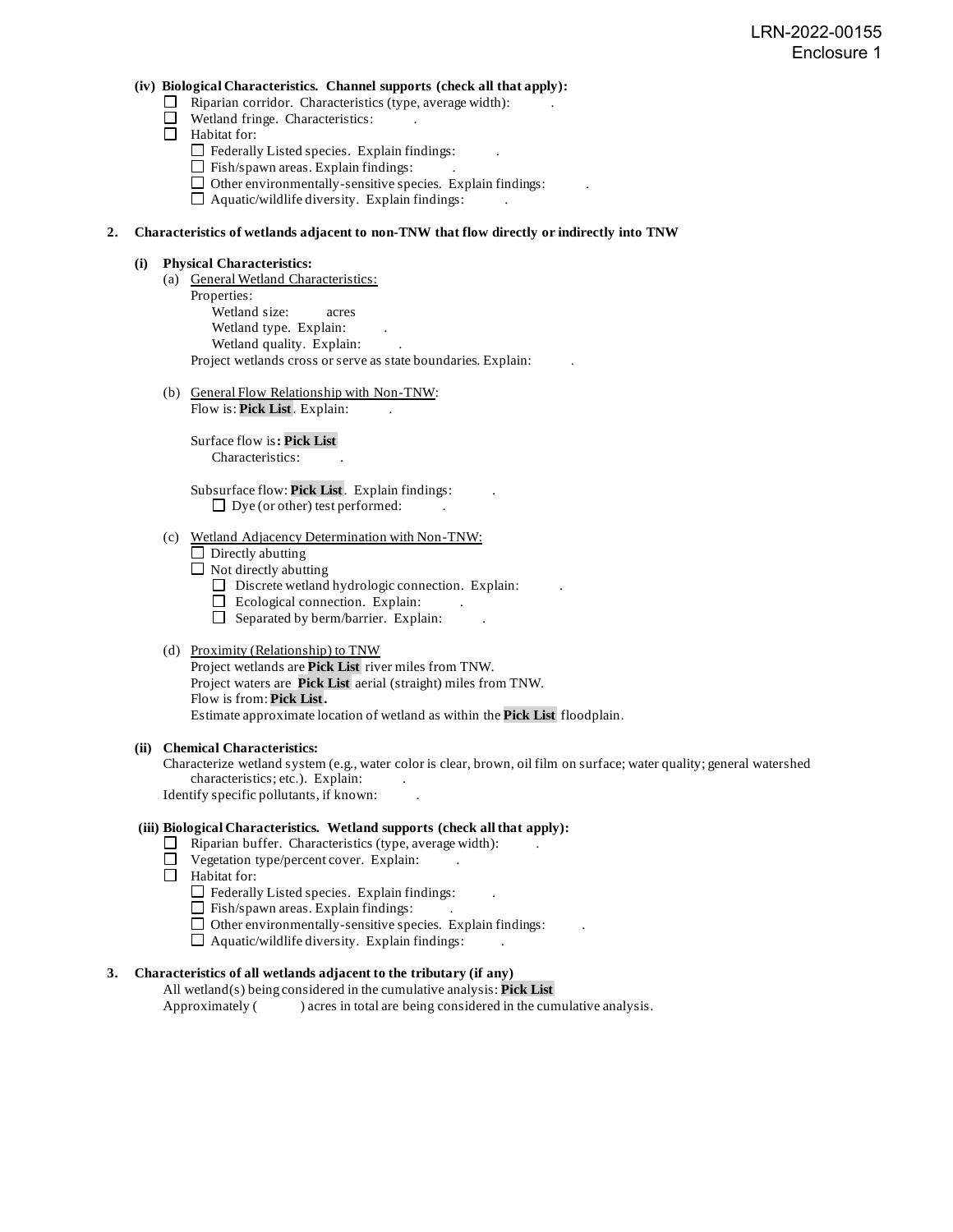**(iv) Biological Characteristics. Channel supports (check all that apply):**

- ☐ Riparian corridor. Characteristics (type, average width): .
- ☐ Wetland fringe. Characteristics: .
- ☐ Habitat for:
  - ☐ Federally Listed species. Explain findings: .
  - ☐ Fish/spawn areas. Explain findings: .
  - ☐ Other environmentally-sensitive species. Explain findings: .
  - ☐ Aquatic/wildlife diversity. Explain findings: .

**2. Characteristics of wetlands adjacent to non-TNW that flow directly or indirectly into TNW**

**(i) Physical Characteristics:**

(a) General Wetland Characteristics:

Properties:

Wetland size: acres

Wetland type. Explain: .

Wetland quality. Explain: .

Project wetlands cross or serve as state boundaries. Explain: .

(b) General Flow Relationship with Non-TNW:

Flow is: **Pick List**. Explain: .

Surface flow is**: Pick List**

Characteristics: .

Subsurface flow: **Pick List**. Explain findings: .

☐ Dye (or other) test performed: .

(c) Wetland Adjacency Determination with Non-TNW:

- ☐ Directly abutting
- ☐ Not directly abutting
  - ☐ Discrete wetland hydrologic connection. Explain: .
  - ☐ Ecological connection. Explain: .
  - ☐ Separated by berm/barrier. Explain: .

(d) Proximity (Relationship) to TNW

Project wetlands are **Pick List** river miles from TNW.

Project waters are **Pick List** aerial (straight) miles from TNW.

Flow is from: **Pick List.**

Estimate approximate location of wetland as within the **Pick List** floodplain.

**(ii) Chemical Characteristics:**

Characterize wetland system (e.g., water color is clear, brown, oil film on surface; water quality; general watershed characteristics; etc.). Explain: .

Identify specific pollutants, if known: .

**(iii) Biological Characteristics. Wetland supports (check all that apply):**

- ☐ Riparian buffer. Characteristics (type, average width): .
- ☐ Vegetation type/percent cover. Explain: .
- ☐ Habitat for:
  - ☐ Federally Listed species. Explain findings: .
  - ☐ Fish/spawn areas. Explain findings: .
  - ☐ Other environmentally-sensitive species. Explain findings: .
  - ☐ Aquatic/wildlife diversity. Explain findings: .

**3. Characteristics of all wetlands adjacent to the tributary (if any)**

All wetland(s) being considered in the cumulative analysis: **Pick List**

Approximately ( ) acres in total are being considered in the cumulative analysis.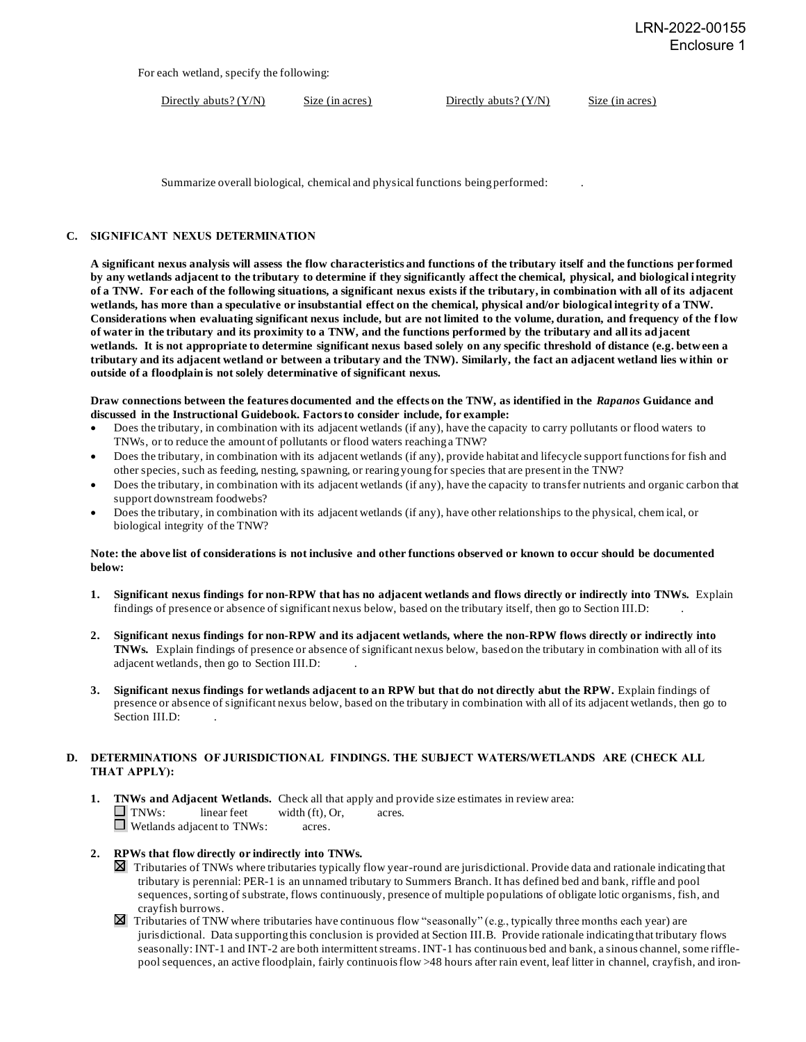For each wetland, specify the following:

| Directly abuts? (Y/N) | Size (in acres) | Directly abuts? (Y/N) | Size (in acres) |
| --- | --- | --- | --- |

Summarize overall biological, chemical and physical functions being performed: .

### C. SIGNIFICANT NEXUS DETERMINATION

**A significant nexus analysis will assess the flow characteristics and functions of the tributary itself and the functions performed by any wetlands adjacent to the tributary to determine if they significantly affect the chemical, physical, and biological integrity of a TNW. For each of the following situations, a significant nexus exists if the tributary, in combination with all of its adjacent wetlands, has more than a speculative or insubstantial effect on the chemical, physical and/or biological integrity of a TNW. Considerations when evaluating significant nexus include, but are not limited to the volume, duration, and frequency of the flow of water in the tributary and its proximity to a TNW, and the functions performed by the tributary and all its adjacent wetlands. It is not appropriate to determine significant nexus based solely on any specific threshold of distance (e.g. between a tributary and its adjacent wetland or between a tributary and the TNW). Similarly, the fact an adjacent wetland lies within or outside of a floodplain is not solely determinative of significant nexus.**

**Draw connections between the features documented and the effects on the TNW, as identified in the *Rapanos* Guidance and discussed in the Instructional Guidebook. Factors to consider include, for example:**

- Does the tributary, in combination with its adjacent wetlands (if any), have the capacity to carry pollutants or flood waters to TNWs, or to reduce the amount of pollutants or flood waters reaching a TNW?
- Does the tributary, in combination with its adjacent wetlands (if any), provide habitat and lifecycle support functions for fish and other species, such as feeding, nesting, spawning, or rearing young for species that are present in the TNW?
- Does the tributary, in combination with its adjacent wetlands (if any), have the capacity to transfer nutrients and organic carbon that support downstream foodwebs?
- Does the tributary, in combination with its adjacent wetlands (if any), have other relationships to the physical, chemical, or biological integrity of the TNW?

**Note: the above list of considerations is not inclusive and other functions observed or known to occur should be documented below:**

1. **Significant nexus findings for non-RPW that has no adjacent wetlands and flows directly or indirectly into TNWs.** Explain findings of presence or absence of significant nexus below, based on the tributary itself, then go to Section III.D: .

2. **Significant nexus findings for non-RPW and its adjacent wetlands, where the non-RPW flows directly or indirectly into TNWs.** Explain findings of presence or absence of significant nexus below, based on the tributary in combination with all of its adjacent wetlands, then go to Section III.D: .

3. **Significant nexus findings for wetlands adjacent to an RPW but that do not directly abut the RPW.** Explain findings of presence or absence of significant nexus below, based on the tributary in combination with all of its adjacent wetlands, then go to Section III.D: .

### D. DETERMINATIONS OF JURISDICTIONAL FINDINGS. THE SUBJECT WATERS/WETLANDS ARE (CHECK ALL THAT APPLY):

1. **TNWs and Adjacent Wetlands.** Check all that apply and provide size estimates in review area:
   - ☐ TNWs: linear feet width (ft), Or, acres.
   - ☐ Wetlands adjacent to TNWs: acres.

2. **RPWs that flow directly or indirectly into TNWs.**
   - ☒ Tributaries of TNWs where tributaries typically flow year-round are jurisdictional. Provide data and rationale indicating that tributary is perennial: PER-1 is an unnamed tributary to Summers Branch. It has defined bed and bank, riffle and pool sequences, sorting of substrate, flows continuously, presence of multiple populations of obligate lotic organisms, fish, and crayfish burrows.
   - ☒ Tributaries of TNW where tributaries have continuous flow "seasonally" (e.g., typically three months each year) are jurisdictional. Data supporting this conclusion is provided at Section III.B. Provide rationale indicating that tributary flows seasonally: INT-1 and INT-2 are both intermittent streams. INT-1 has continuous bed and bank, a sinous channel, some riffle-pool sequences, an active floodplain, fairly continuois flow >48 hours after rain event, leaf litter in channel, crayfish, and iron-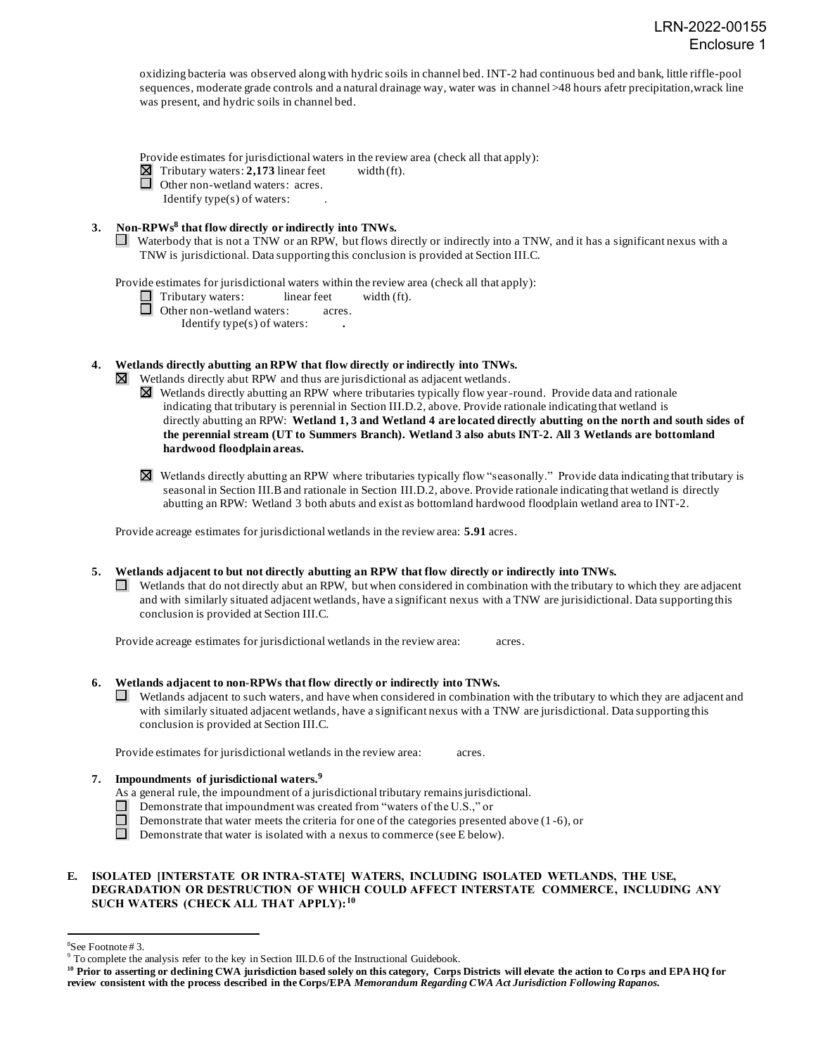oxidizing bacteria was observed along with hydric soils in channel bed. INT-2 had continuous bed and bank, little riffle-pool sequences, moderate grade controls and a natural drainage way, water was in channel >48 hours afetr precipitation, wrack line was present, and hydric soils in channel bed.

Provide estimates for jurisdictional waters in the review area (check all that apply):

☒ Tributary waters: **2,173** linear feet width (ft).

☐ Other non-wetland waters: acres.

Identify type(s) of waters: .

**3. Non-RPWs[8] that flow directly or indirectly into TNWs.**

☐ Waterbody that is not a TNW or an RPW, but flows directly or indirectly into a TNW, and it has a significant nexus with a TNW is jurisdictional. Data supporting this conclusion is provided at Section III.C.

Provide estimates for jurisdictional waters within the review area (check all that apply):

☐ Tributary waters: linear feet width (ft).

☐ Other non-wetland waters: acres.

Identify type(s) of waters: **.**

**4. Wetlands directly abutting an RPW that flow directly or indirectly into TNWs.**

☒ Wetlands directly abut RPW and thus are jurisdictional as adjacent wetlands.

☒ Wetlands directly abutting an RPW where tributaries typically flow year-round. Provide data and rationale indicating that tributary is perennial in Section III.D.2, above. Provide rationale indicating that wetland is directly abutting an RPW: **Wetland 1, 3 and Wetland 4 are located directly abutting on the north and south sides of the perennial stream (UT to Summers Branch). Wetland 3 also abuts INT-2. All 3 Wetlands are bottomland hardwood floodplain areas.**

☒ Wetlands directly abutting an RPW where tributaries typically flow "seasonally." Provide data indicating that tributary is seasonal in Section III.B and rationale in Section III.D.2, above. Provide rationale indicating that wetland is directly abutting an RPW: Wetland 3 both abuts and exist as bottomland hardwood floodplain wetland area to INT-2.

Provide acreage estimates for jurisdictional wetlands in the review area: **5.91** acres.

**5. Wetlands adjacent to but not directly abutting an RPW that flow directly or indirectly into TNWs.**

☐ Wetlands that do not directly abut an RPW, but when considered in combination with the tributary to which they are adjacent and with similarly situated adjacent wetlands, have a significant nexus with a TNW are jurisidictional. Data supporting this conclusion is provided at Section III.C.

Provide acreage estimates for jurisdictional wetlands in the review area: acres.

**6. Wetlands adjacent to non-RPWs that flow directly or indirectly into TNWs.**

☐ Wetlands adjacent to such waters, and have when considered in combination with the tributary to which they are adjacent and with similarly situated adjacent wetlands, have a significant nexus with a TNW are jurisdictional. Data supporting this conclusion is provided at Section III.C.

Provide estimates for jurisdictional wetlands in the review area: acres.

**7. Impoundments of jurisdictional waters.[9]**

As a general rule, the impoundment of a jurisdictional tributary remains jurisdictional.

☐ Demonstrate that impoundment was created from "waters of the U.S.," or

☐ Demonstrate that water meets the criteria for one of the categories presented above (1-6), or

☐ Demonstrate that water is isolated with a nexus to commerce (see E below).

**E. ISOLATED [INTERSTATE OR INTRA-STATE] WATERS, INCLUDING ISOLATED WETLANDS, THE USE, DEGRADATION OR DESTRUCTION OF WHICH COULD AFFECT INTERSTATE COMMERCE, INCLUDING ANY SUCH WATERS (CHECK ALL THAT APPLY):[10]**

---

[8] See Footnote # 3.

[9] To complete the analysis refer to the key in Section III.D.6 of the Instructional Guidebook.

[10] **Prior to asserting or declining CWA jurisdiction based solely on this category, Corps Districts will elevate the action to Corps and EPA HQ for review consistent with the process described in the Corps/EPA *Memorandum Regarding CWA Act Jurisdiction Following Rapanos.***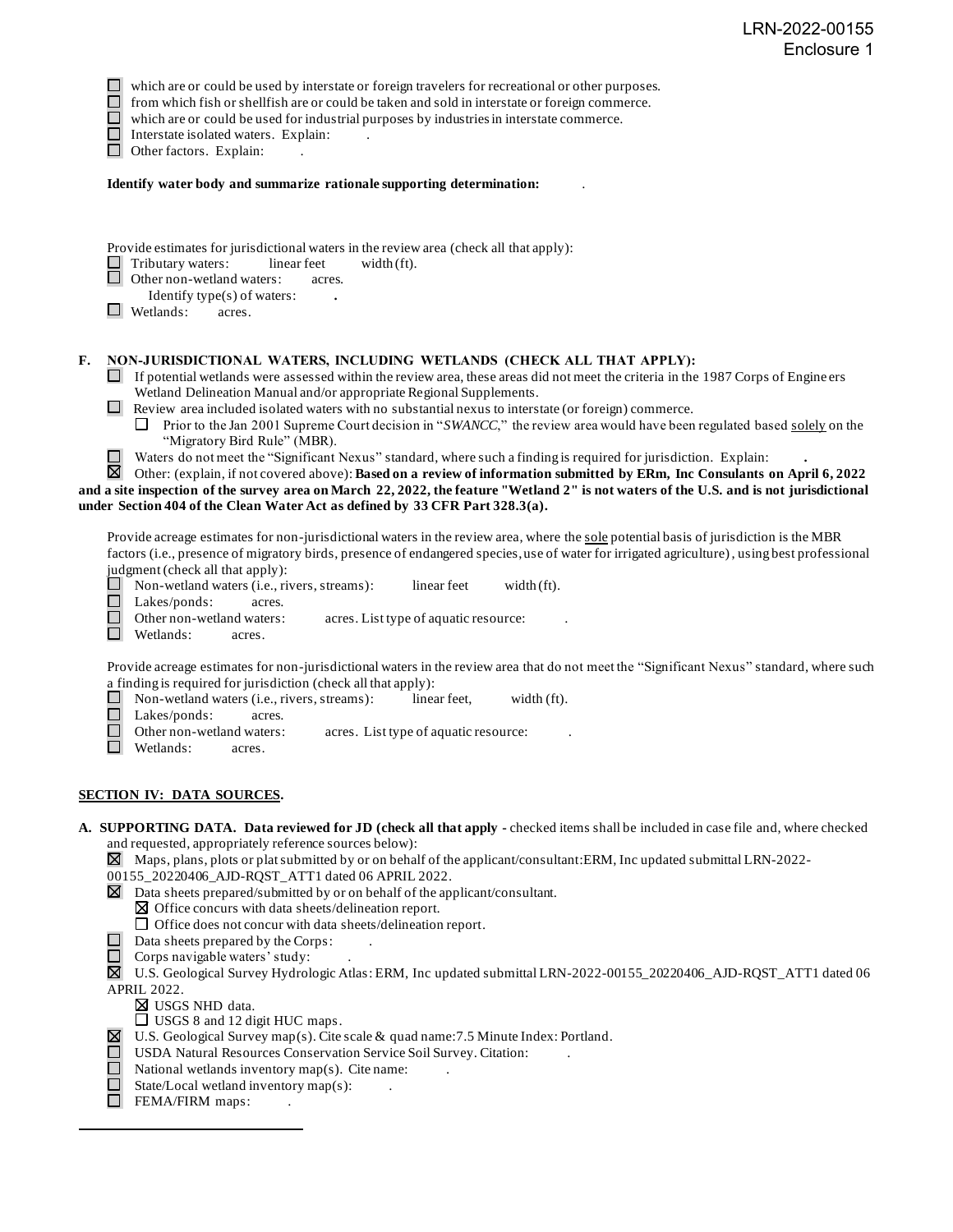- ☐ which are or could be used by interstate or foreign travelers for recreational or other purposes.
- ☐ from which fish or shellfish are or could be taken and sold in interstate or foreign commerce.
- ☐ which are or could be used for industrial purposes by industries in interstate commerce.
- ☐ Interstate isolated waters. Explain: .
- ☐ Other factors. Explain: .

**Identify water body and summarize rationale supporting determination:** .

Provide estimates for jurisdictional waters in the review area (check all that apply):

- ☐ Tributary waters: linear feet width (ft).
- ☐ Other non-wetland waters: acres.
  - Identify type(s) of waters: **.**
- ☐ Wetlands: acres.

**F. NON-JURISDICTIONAL WATERS, INCLUDING WETLANDS (CHECK ALL THAT APPLY):**

- ☐ If potential wetlands were assessed within the review area, these areas did not meet the criteria in the 1987 Corps of Engineers Wetland Delineation Manual and/or appropriate Regional Supplements.
- ☐ Review area included isolated waters with no substantial nexus to interstate (or foreign) commerce.
  - ☐ Prior to the Jan 2001 Supreme Court decision in "*SWANCC*," the review area would have been regulated based solely on the "Migratory Bird Rule" (MBR).
- ☐ Waters do not meet the "Significant Nexus" standard, where such a finding is required for jurisdiction. Explain: **.**
- ☒ Other: (explain, if not covered above): **Based on a review of information submitted by ERm, Inc Consulants on April 6, 2022 and a site inspection of the survey area on March 22, 2022, the feature "Wetland 2" is not waters of the U.S. and is not jurisdictional under Section 404 of the Clean Water Act as defined by 33 CFR Part 328.3(a).**

Provide acreage estimates for non-jurisdictional waters in the review area, where the sole potential basis of jurisdiction is the MBR factors (i.e., presence of migratory birds, presence of endangered species, use of water for irrigated agriculture), using best professional judgment (check all that apply):

- ☐ Non-wetland waters (i.e., rivers, streams): linear feet width (ft).
- ☐ Lakes/ponds: acres.
- ☐ Other non-wetland waters: acres. List type of aquatic resource: .
- ☐ Wetlands: acres.

Provide acreage estimates for non-jurisdictional waters in the review area that do not meet the "Significant Nexus" standard, where such a finding is required for jurisdiction (check all that apply):

- ☐ Non-wetland waters (i.e., rivers, streams): linear feet, width (ft).
- ☐ Lakes/ponds: acres.
- ☐ Other non-wetland waters: acres. List type of aquatic resource: .
- ☐ Wetlands: acres.

## SECTION IV: DATA SOURCES.

**A. SUPPORTING DATA. Data reviewed for JD (check all that apply -** checked items shall be included in case file and, where checked and requested, appropriately reference sources below):

- ☒ Maps, plans, plots or plat submitted by or on behalf of the applicant/consultant:ERM, Inc updated submittal LRN-2022-00155_20220406_AJD-RQST_ATT1 dated 06 APRIL 2022.
- ☒ Data sheets prepared/submitted by or on behalf of the applicant/consultant.
  - ☒ Office concurs with data sheets/delineation report.
  - ☐ Office does not concur with data sheets/delineation report.
- ☐ Data sheets prepared by the Corps: .
- ☐ Corps navigable waters' study: .
- ☒ U.S. Geological Survey Hydrologic Atlas: ERM, Inc updated submittal LRN-2022-00155_20220406_AJD-RQST_ATT1 dated 06 APRIL 2022.
  - ☒ USGS NHD data.
  - ☐ USGS 8 and 12 digit HUC maps.
- ☒ U.S. Geological Survey map(s). Cite scale & quad name:7.5 Minute Index: Portland.
- ☐ USDA Natural Resources Conservation Service Soil Survey. Citation: .
- ☐ National wetlands inventory map(s). Cite name: .
- ☐ State/Local wetland inventory map(s): .
- ☐ FEMA/FIRM maps: .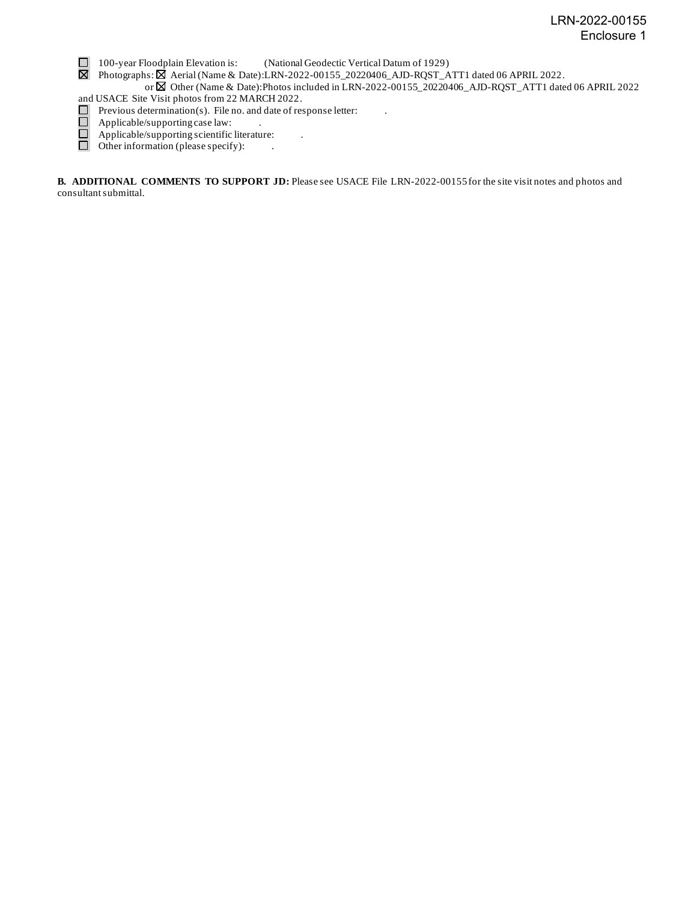- ☐ 100-year Floodplain Elevation is: (National Geodectic Vertical Datum of 1929)
- ☒ Photographs: ☒ Aerial (Name & Date):LRN-2022-00155_20220406_AJD-RQST_ATT1 dated 06 APRIL 2022.
  or ☒ Other (Name & Date):Photos included in LRN-2022-00155_20220406_AJD-RQST_ATT1 dated 06 APRIL 2022 and USACE Site Visit photos from 22 MARCH 2022.
- ☐ Previous determination(s). File no. and date of response letter: .
- ☐ Applicable/supporting case law: .
- ☐ Applicable/supporting scientific literature: .
- ☐ Other information (please specify): .

**B. ADDITIONAL COMMENTS TO SUPPORT JD:** Please see USACE File LRN-2022-00155 for the site visit notes and photos and consultant submittal.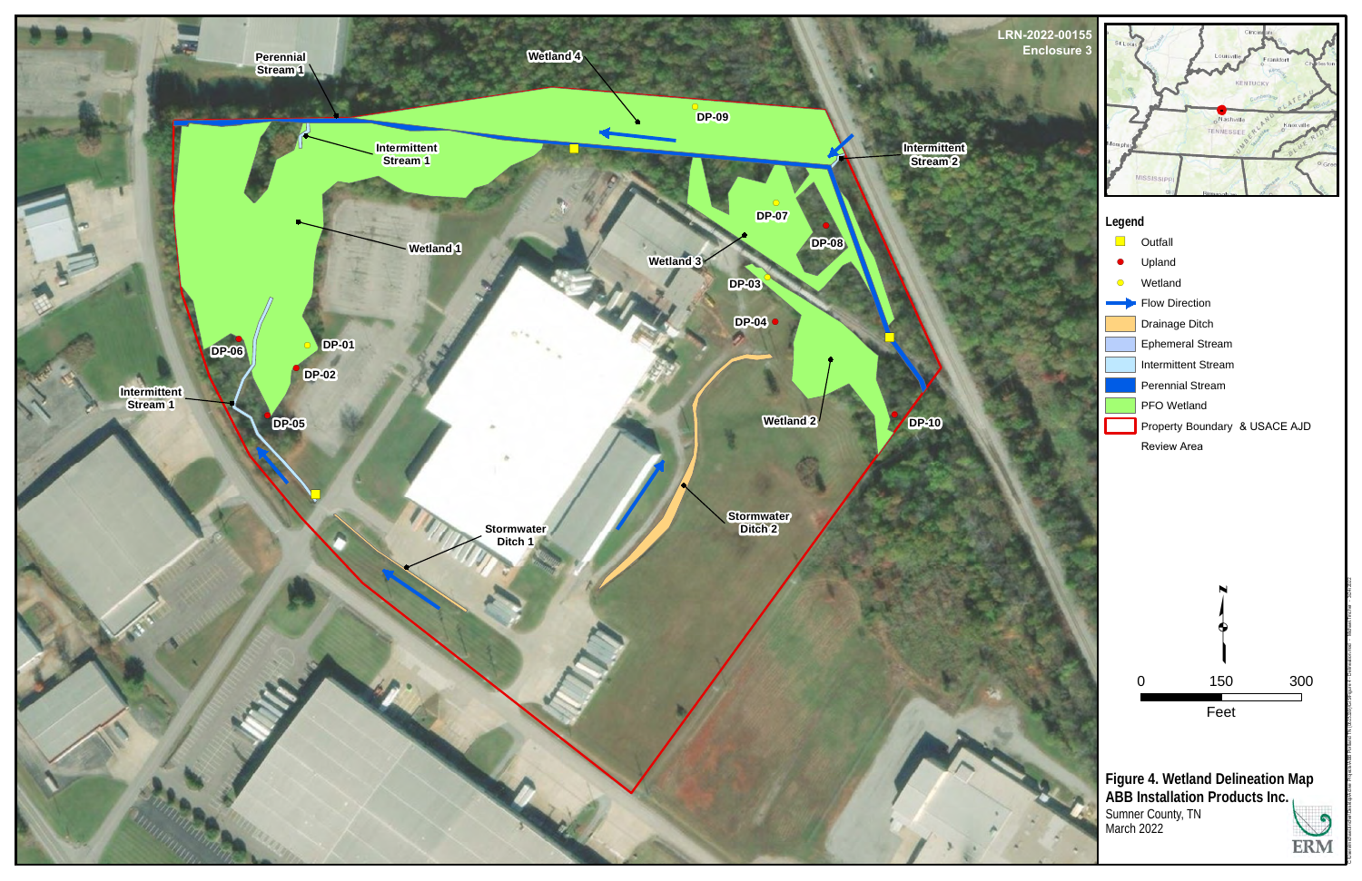LRN-2022-00155
Enclosure 3

Perennial Stream 1

Wetland 4

DP-09

Intermittent Stream 1

Intermittent Stream 2

Wetland 1

DP-07

DP-08

Wetland 3

DP-03

DP-04

DP-06

DP-01

DP-02

Intermittent Stream 1

DP-05

Wetland 2

DP-10

Stormwater Ditch 2

Stormwater Ditch 1

**Legend**

- Outfall
- Upland
- Wetland
- Flow Direction
- Drainage Ditch
- Ephemeral Stream
- Intermittent Stream
- Perennial Stream
- PFO Wetland
- Property Boundary & USACE AJD Review Area

N

0 150 300

Feet

**Figure 4. Wetland Delineation Map**
**ABB Installation Products Inc.**
Sumner County, TN
March 2022

ERM